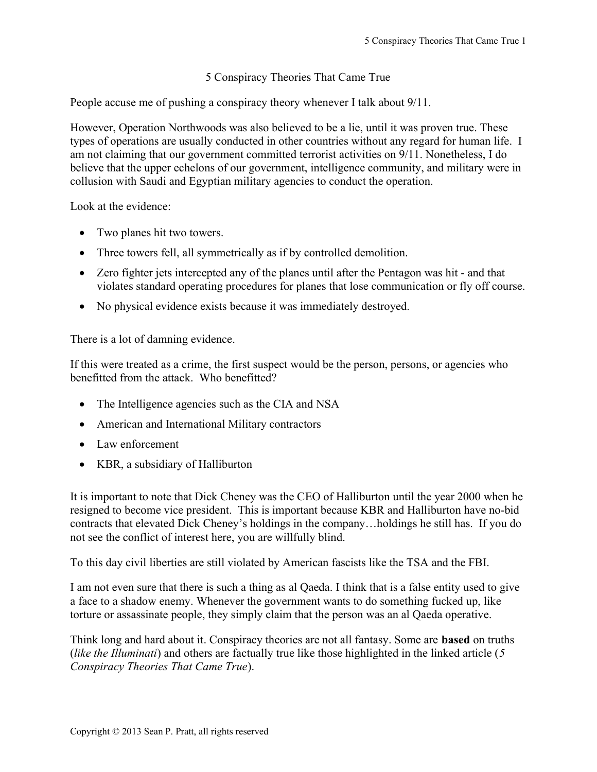# 5 Conspiracy Theories That Came True

People accuse me of pushing a conspiracy theory whenever I talk about 9/11.

However, Operation Northwoods was also believed to be a lie, until it was proven true. These types of operations are usually conducted in other countries without any regard for human life. I am not claiming that our government committed terrorist activities on 9/11. Nonetheless, I do believe that the upper echelons of our government, intelligence community, and military were in collusion with Saudi and Egyptian military agencies to conduct the operation.

Look at the evidence:

- Two planes hit two towers.
- Three towers fell, all symmetrically as if by controlled demolition.
- Zero fighter jets intercepted any of the planes until after the Pentagon was hit - and that violates standard operating procedures for planes that lose communication or fly off course.
- No physical evidence exists because it was immediately destroyed.

There is a lot of damning evidence.

If this were treated as a crime, the first suspect would be the person, persons, or agencies who benefitted from the attack. Who benefitted?

- The Intelligence agencies such as the CIA and NSA
- American and International Military contractors
- Law enforcement
- KBR, a subsidiary of Halliburton

It is important to note that Dick Cheney was the CEO of Halliburton until the year 2000 when he resigned to become vice president. This is important because KBR and Halliburton have no-bid contracts that elevated Dick Cheney's holdings in the company…holdings he still has. If you do not see the conflict of interest here, you are willfully blind.

To this day civil liberties are still violated by American fascists like the TSA and the FBI.

I am not even sure that there is such a thing as al Qaeda. I think that is a false entity used to give a face to a shadow enemy. Whenever the government wants to do something fucked up, like torture or assassinate people, they simply claim that the person was an al Qaeda operative.

Think long and hard about it. Conspiracy theories are not all fantasy. Some are **based** on truths (*like the Illuminati*) and others are factually true like those highlighted in the linked article (*5 Conspiracy Theories That Came True*).

Copyright © 2013 Sean P. Pratt, all rights reserved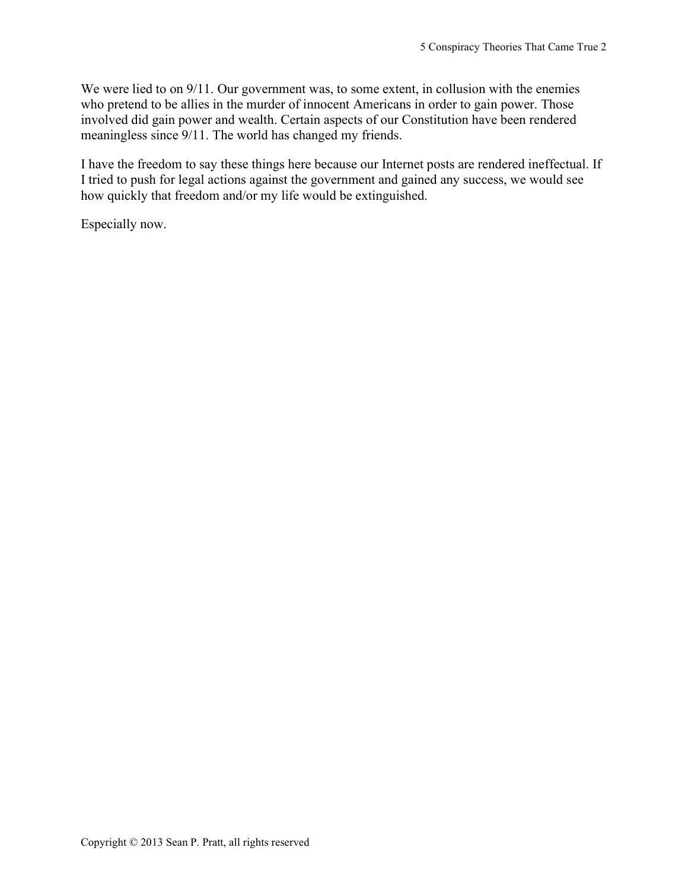We were lied to on 9/11. Our government was, to some extent, in collusion with the enemies who pretend to be allies in the murder of innocent Americans in order to gain power. Those involved did gain power and wealth. Certain aspects of our Constitution have been rendered meaningless since 9/11. The world has changed my friends.

I have the freedom to say these things here because our Internet posts are rendered ineffectual. If I tried to push for legal actions against the government and gained any success, we would see how quickly that freedom and/or my life would be extinguished.

Especially now.